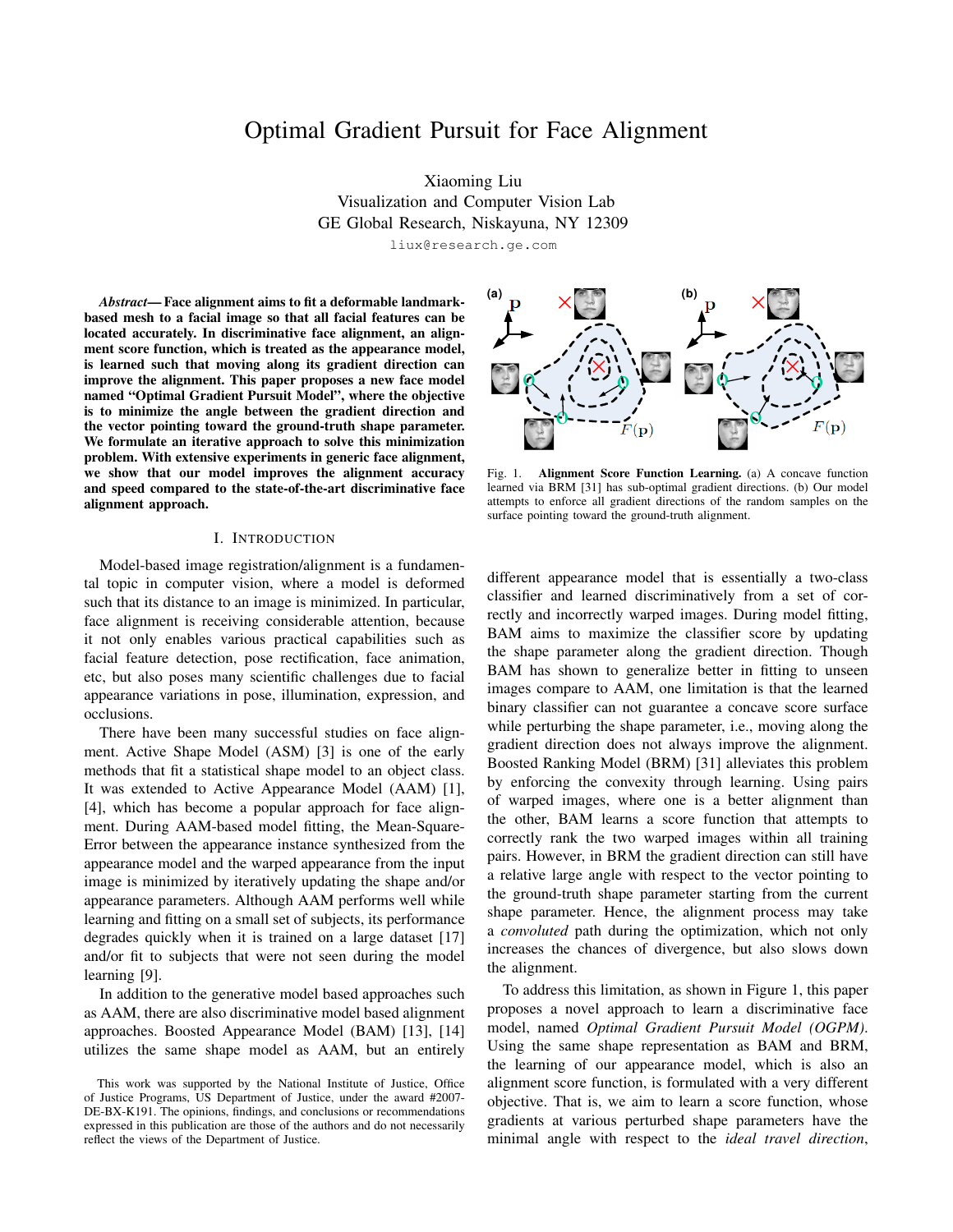# Optimal Gradient Pursuit for Face Alignment

Xiaoming Liu
Visualization and Computer Vision Lab
GE Global Research, Niskayuna, NY 12309
liux@research.ge.com

***Abstract*— Face alignment aims to fit a deformable landmark-based mesh to a facial image so that all facial features can be located accurately. In discriminative face alignment, an alignment score function, which is treated as the appearance model, is learned such that moving along its gradient direction can improve the alignment. This paper proposes a new face model named "Optimal Gradient Pursuit Model", where the objective is to minimize the angle between the gradient direction and the vector pointing toward the ground-truth shape parameter. We formulate an iterative approach to solve this minimization problem. With extensive experiments in generic face alignment, we show that our model improves the alignment accuracy and speed compared to the state-of-the-art discriminative face alignment approach.**

## I. Introduction

Model-based image registration/alignment is a fundamental topic in computer vision, where a model is deformed such that its distance to an image is minimized. In particular, face alignment is receiving considerable attention, because it not only enables various practical capabilities such as facial feature detection, pose rectification, face animation, etc, but also poses many scientific challenges due to facial appearance variations in pose, illumination, expression, and occlusions.

There have been many successful studies on face alignment. Active Shape Model (ASM) [3] is one of the early methods that fit a statistical shape model to an object class. It was extended to Active Appearance Model (AAM) [1], [4], which has become a popular approach for face alignment. During AAM-based model fitting, the Mean-Square-Error between the appearance instance synthesized from the appearance model and the warped appearance from the input image is minimized by iteratively updating the shape and/or appearance parameters. Although AAM performs well while learning and fitting on a small set of subjects, its performance degrades quickly when it is trained on a large dataset [17] and/or fit to subjects that were not seen during the model learning [9].

In addition to the generative model based approaches such as AAM, there are also discriminative model based alignment approaches. Boosted Appearance Model (BAM) [13], [14] utilizes the same shape model as AAM, but an entirely different appearance model that is essentially a two-class classifier and learned discriminatively from a set of correctly and incorrectly warped images. During model fitting, BAM aims to maximize the classifier score by updating the shape parameter along the gradient direction. Though BAM has shown to generalize better in fitting to unseen images compare to AAM, one limitation is that the learned binary classifier can not guarantee a concave score surface while perturbing the shape parameter, i.e., moving along the gradient direction does not always improve the alignment. Boosted Ranking Model (BRM) [31] alleviates this problem by enforcing the convexity through learning. Using pairs of warped images, where one is a better alignment than the other, BAM learns a score function that attempts to correctly rank the two warped images within all training pairs. However, in BRM the gradient direction can still have a relative large angle with respect to the vector pointing to the ground-truth shape parameter starting from the current shape parameter. Hence, the alignment process may take a *convoluted* path during the optimization, which not only increases the chances of divergence, but also slows down the alignment.

Fig. 1. **Alignment Score Function Learning.** (a) A concave function learned via BRM [31] has sub-optimal gradient directions. (b) Our model attempts to enforce all gradient directions of the random samples on the surface pointing toward the ground-truth alignment.

To address this limitation, as shown in Figure 1, this paper proposes a novel approach to learn a discriminative face model, named *Optimal Gradient Pursuit Model (OGPM)*. Using the same shape representation as BAM and BRM, the learning of our appearance model, which is also an alignment score function, is formulated with a very different objective. That is, we aim to learn a score function, whose gradients at various perturbed shape parameters have the minimal angle with respect to the *ideal travel direction*,

This work was supported by the National Institute of Justice, Office of Justice Programs, US Department of Justice, under the award #2007-DE-BX-K191. The opinions, findings, and conclusions or recommendations expressed in this publication are those of the authors and do not necessarily reflect the views of the Department of Justice.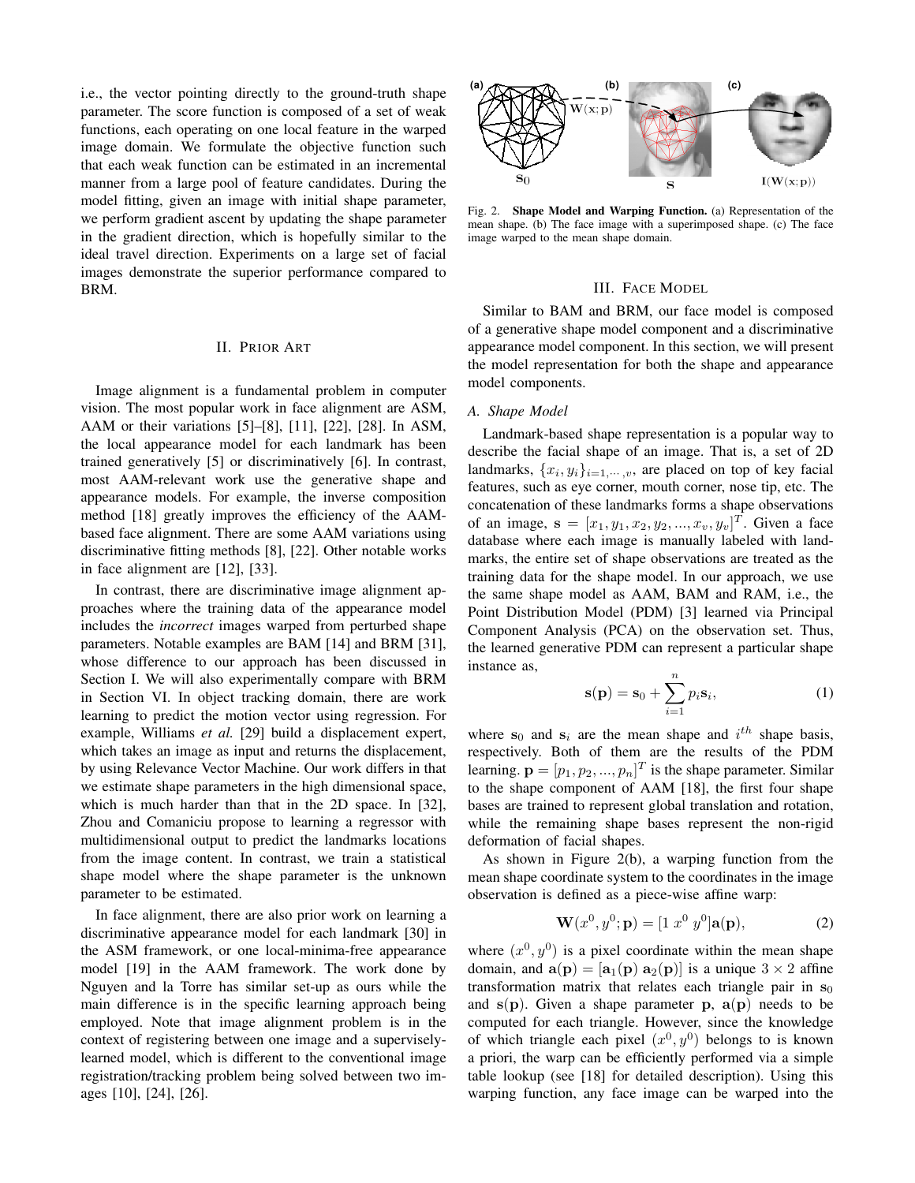i.e., the vector pointing directly to the ground-truth shape parameter. The score function is composed of a set of weak functions, each operating on one local feature in the warped image domain. We formulate the objective function such that each weak function can be estimated in an incremental manner from a large pool of feature candidates. During the model fitting, given an image with initial shape parameter, we perform gradient ascent by updating the shape parameter in the gradient direction, which is hopefully similar to the ideal travel direction. Experiments on a large set of facial images demonstrate the superior performance compared to BRM.

## II. Prior Art

Image alignment is a fundamental problem in computer vision. The most popular work in face alignment are ASM, AAM or their variations [5]–[8], [11], [22], [28]. In ASM, the local appearance model for each landmark has been trained generatively [5] or discriminatively [6]. In contrast, most AAM-relevant work use the generative shape and appearance models. For example, the inverse composition method [18] greatly improves the efficiency of the AAM-based face alignment. There are some AAM variations using discriminative fitting methods [8], [22]. Other notable works in face alignment are [12], [33].

In contrast, there are discriminative image alignment approaches where the training data of the appearance model includes the *incorrect* images warped from perturbed shape parameters. Notable examples are BAM [14] and BRM [31], whose difference to our approach has been discussed in Section I. We will also experimentally compare with BRM in Section VI. In object tracking domain, there are work learning to predict the motion vector using regression. For example, Williams *et al.* [29] build a displacement expert, which takes an image as input and returns the displacement, by using Relevance Vector Machine. Our work differs in that we estimate shape parameters in the high dimensional space, which is much harder than that in the 2D space. In [32], Zhou and Comaniciu propose to learning a regressor with multidimensional output to predict the landmarks locations from the image content. In contrast, we train a statistical shape model where the shape parameter is the unknown parameter to be estimated.

In face alignment, there are also prior work on learning a discriminative appearance model for each landmark [30] in the ASM framework, or one local-minima-free appearance model [19] in the AAM framework. The work done by Nguyen and la Torre has similar set-up as ours while the main difference is in the specific learning approach being employed. Note that image alignment problem is in the context of registering between one image and a supervisely-learned model, which is different to the conventional image registration/tracking problem being solved between two images [10], [24], [26].

Fig. 2. **Shape Model and Warping Function.** (a) Representation of the mean shape. (b) The face image with a superimposed shape. (c) The face image warped to the mean shape domain.

## III. Face Model

Similar to BAM and BRM, our face model is composed of a generative shape model component and a discriminative appearance model component. In this section, we will present the model representation for both the shape and appearance model components.

### A. Shape Model

Landmark-based shape representation is a popular way to describe the facial shape of an image. That is, a set of 2D landmarks, $\{x_i, y_i\}_{i=1,\cdots,v}$, are placed on top of key facial features, such as eye corner, mouth corner, nose tip, etc. The concatenation of these landmarks forms a shape observations of an image, $\mathbf{s} = [x_1, y_1, x_2, y_2, ..., x_v, y_v]^T$. Given a face database where each image is manually labeled with landmarks, the entire set of shape observations are treated as the training data for the shape model. In our approach, we use the same shape model as AAM, BAM and RAM, i.e., the Point Distribution Model (PDM) [3] learned via Principal Component Analysis (PCA) on the observation set. Thus, the learned generative PDM can represent a particular shape instance as,

$$\mathbf{s}(\mathbf{p}) = \mathbf{s}_0 + \sum_{i=1}^{n} p_i \mathbf{s}_i, \tag{1}$$

where $\mathbf{s}_0$ and $\mathbf{s}_i$ are the mean shape and $i^{th}$ shape basis, respectively. Both of them are the results of the PDM learning. $\mathbf{p} = [p_1, p_2, ..., p_n]^T$ is the shape parameter. Similar to the shape component of AAM [18], the first four shape bases are trained to represent global translation and rotation, while the remaining shape bases represent the non-rigid deformation of facial shapes.

As shown in Figure 2(b), a warping function from the mean shape coordinate system to the coordinates in the image observation is defined as a piece-wise affine warp:

$$\mathbf{W}(x^0, y^0; \mathbf{p}) = [1 \; x^0 \; y^0]\mathbf{a}(\mathbf{p}), \tag{2}$$

where $(x^0, y^0)$ is a pixel coordinate within the mean shape domain, and $\mathbf{a}(\mathbf{p}) = [\mathbf{a}_1(\mathbf{p}) \; \mathbf{a}_2(\mathbf{p})]$ is a unique $3 \times 2$ affine transformation matrix that relates each triangle pair in $\mathbf{s}_0$ and $\mathbf{s}(\mathbf{p})$. Given a shape parameter $\mathbf{p}$, $\mathbf{a}(\mathbf{p})$ needs to be computed for each triangle. However, since the knowledge of which triangle each pixel $(x^0, y^0)$ belongs to is known a priori, the warp can be efficiently performed via a simple table lookup (see [18] for detailed description). Using this warping function, any face image can be warped into the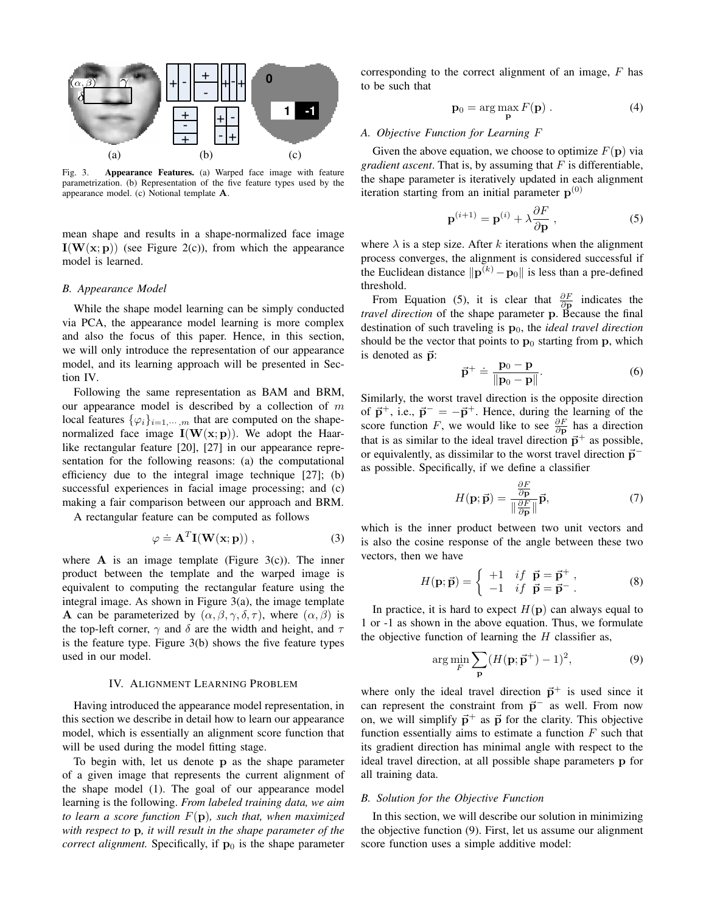Fig. 3. **Appearance Features.** (a) Warped face image with feature parametrization. (b) Representation of the five feature types used by the appearance model. (c) Notional template $\mathbf{A}$.

mean shape and results in a shape-normalized face image $\mathbf{I}(\mathbf{W}(\mathbf{x}; \mathbf{p}))$ (see Figure 2(c)), from which the appearance model is learned.

### B. Appearance Model

While the shape model learning can be simply conducted via PCA, the appearance model learning is more complex and also the focus of this paper. Hence, in this section, we will only introduce the representation of our appearance model, and its learning approach will be presented in Section IV.

Following the same representation as BAM and BRM, our appearance model is described by a collection of $m$ local features $\{\varphi_i\}_{i=1,\cdots,m}$ that are computed on the shape-normalized face image $\mathbf{I}(\mathbf{W}(\mathbf{x}; \mathbf{p}))$. We adopt the Haar-like rectangular feature [20], [27] in our appearance representation for the following reasons: (a) the computational efficiency due to the integral image technique [27]; (b) successful experiences in facial image processing; and (c) making a fair comparison between our approach and BRM.

A rectangular feature can be computed as follows

$$\varphi \doteq \mathbf{A}^T \mathbf{I}(\mathbf{W}(\mathbf{x}; \mathbf{p})) \,, \tag{3}$$

where $\mathbf{A}$ is an image template (Figure 3(c)). The inner product between the template and the warped image is equivalent to computing the rectangular feature using the integral image. As shown in Figure 3(a), the image template $\mathbf{A}$ can be parameterized by $(\alpha, \beta, \gamma, \delta, \tau)$, where $(\alpha, \beta)$ is the top-left corner, $\gamma$ and $\delta$ are the width and height, and $\tau$ is the feature type. Figure 3(b) shows the five feature types used in our model.

## IV. Alignment Learning Problem

Having introduced the appearance model representation, in this section we describe in detail how to learn our appearance model, which is essentially an alignment score function that will be used during the model fitting stage.

To begin with, let us denote $\mathbf{p}$ as the shape parameter of a given image that represents the current alignment of the shape model (1). The goal of our appearance model learning is the following. *From labeled training data, we aim to learn a score function $F(\mathbf{p})$, such that, when maximized with respect to $\mathbf{p}$, it will result in the shape parameter of the correct alignment.* Specifically, if $\mathbf{p}_0$ is the shape parameter corresponding to the correct alignment of an image, $F$ has to be such that

$$\mathbf{p}_0 = \arg\max_{\mathbf{p}} F(\mathbf{p}) \,. \tag{4}$$

### A. Objective Function for Learning F

Given the above equation, we choose to optimize $F(\mathbf{p})$ via *gradient ascent*. That is, by assuming that $F$ is differentiable, the shape parameter is iteratively updated in each alignment iteration starting from an initial parameter $\mathbf{p}^{(0)}$

$$\mathbf{p}^{(i+1)} = \mathbf{p}^{(i)} + \lambda \frac{\partial F}{\partial \mathbf{p}} \,, \tag{5}$$

where $\lambda$ is a step size. After $k$ iterations when the alignment process converges, the alignment is considered successful if the Euclidean distance $\|\mathbf{p}^{(k)} - \mathbf{p}_0\|$ is less than a pre-defined threshold.

From Equation (5), it is clear that $\frac{\partial F}{\partial \mathbf{p}}$ indicates the *travel direction* of the shape parameter $\mathbf{p}$. Because the final destination of such traveling is $\mathbf{p}_0$, the *ideal travel direction* should be the vector that points to $\mathbf{p}_0$ starting from $\mathbf{p}$, which is denoted as $\vec{\mathbf{p}}$:

$$\vec{\mathbf{p}}^+ \doteq \frac{\mathbf{p}_0 - \mathbf{p}}{\|\mathbf{p}_0 - \mathbf{p}\|}. \tag{6}$$

Similarly, the worst travel direction is the opposite direction of $\vec{\mathbf{p}}^+$, i.e., $\vec{\mathbf{p}}^- = -\vec{\mathbf{p}}^+$. Hence, during the learning of the score function $F$, we would like to see $\frac{\partial F}{\partial \mathbf{p}}$ has a direction that is as similar to the ideal travel direction $\vec{\mathbf{p}}^+$ as possible, or equivalently, as dissimilar to the worst travel direction $\vec{\mathbf{p}}^-$ as possible. Specifically, if we define a classifier

$$H(\mathbf{p}; \vec{\mathbf{p}}) = \frac{\frac{\partial F}{\partial \mathbf{p}}}{\|\frac{\partial F}{\partial \mathbf{p}}\|} \vec{\mathbf{p}}, \tag{7}$$

which is the inner product between two unit vectors and is also the cosine response of the angle between these two vectors, then we have

$$H(\mathbf{p}; \vec{\mathbf{p}}) = \begin{cases} +1 & if \;\; \vec{\mathbf{p}} = \vec{\mathbf{p}}^+ \,, \\ -1 & if \;\; \vec{\mathbf{p}} = \vec{\mathbf{p}}^- \,. \end{cases} \tag{8}$$

In practice, it is hard to expect $H(\mathbf{p})$ can always equal to 1 or -1 as shown in the above equation. Thus, we formulate the objective function of learning the $H$ classifier as,

$$\arg\min_{F} \sum_{\mathbf{p}} (H(\mathbf{p}; \vec{\mathbf{p}}^+) - 1)^2, \tag{9}$$

where only the ideal travel direction $\vec{\mathbf{p}}^+$ is used since it can represent the constraint from $\vec{\mathbf{p}}^-$ as well. From now on, we will simplify $\vec{\mathbf{p}}^+$ as $\vec{\mathbf{p}}$ for the clarity. This objective function essentially aims to estimate a function $F$ such that its gradient direction has minimal angle with respect to the ideal travel direction, at all possible shape parameters $\mathbf{p}$ for all training data.

### B. Solution for the Objective Function

In this section, we will describe our solution in minimizing the objective function (9). First, let us assume our alignment score function uses a simple additive model: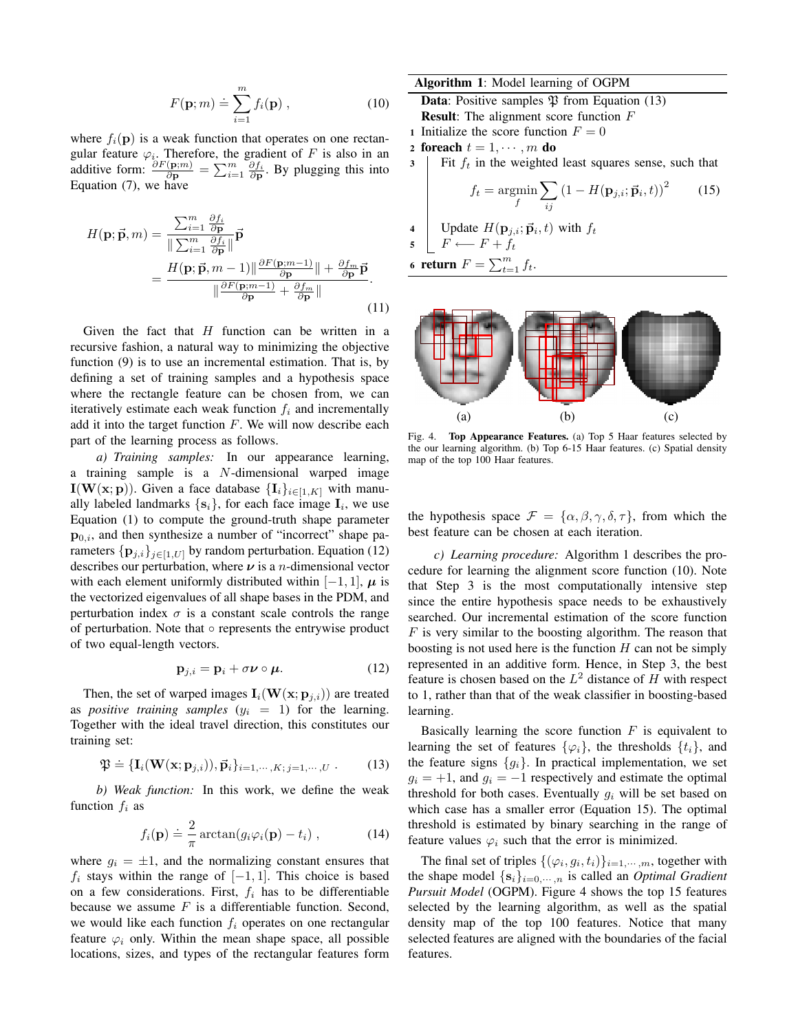$$F(\mathbf{p}; m) \doteq \sum_{i=1}^{m} f_i(\mathbf{p}) \; , \tag{10}$$

where $f_i(\mathbf{p})$ is a weak function that operates on one rectangular feature $\varphi_i$. Therefore, the gradient of $F$ is also in an additive form: $\frac{\partial F(\mathbf{p};m)}{\partial \mathbf{p}} = \sum_{i=1}^{m} \frac{\partial f_i}{\partial \mathbf{p}}$. By plugging this into Equation (7), we have

$$\begin{aligned} H(\mathbf{p}; \vec{\mathbf{p}}, m) &= \frac{\sum_{i=1}^{m} \frac{\partial f_i}{\partial \mathbf{p}}}{\| \sum_{i=1}^{m} \frac{\partial f_i}{\partial \mathbf{p}} \|} \vec{\mathbf{p}} \\ &= \frac{H(\mathbf{p}; \vec{\mathbf{p}}, m-1) \| \frac{\partial F(\mathbf{p};m-1)}{\partial \mathbf{p}} \| + \frac{\partial f_m}{\partial \mathbf{p}} \vec{\mathbf{p}}}{\| \frac{\partial F(\mathbf{p};m-1)}{\partial \mathbf{p}} + \frac{\partial f_m}{\partial \mathbf{p}} \|} . \end{aligned} \tag{11}$$

Given the fact that $H$ function can be written in a recursive fashion, a natural way to minimizing the objective function (9) is to use an incremental estimation. That is, by defining a set of training samples and a hypothesis space where the rectangle feature can be chosen from, we can iteratively estimate each weak function $f_i$ and incrementally add it into the target function $F$. We will now describe each part of the learning process as follows.

*a) Training samples:* In our appearance learning, a training sample is a $N$-dimensional warped image $\mathbf{I}(\mathbf{W}(\mathbf{x}; \mathbf{p}))$. Given a face database $\{\mathbf{I}_i\}_{i \in [1,K]}$ with manually labeled landmarks $\{\mathbf{s}_i\}$, for each face image $\mathbf{I}_i$, we use Equation (1) to compute the ground-truth shape parameter $\mathbf{p}_{0,i}$, and then synthesize a number of "incorrect" shape parameters $\{\mathbf{p}_{j,i}\}_{j \in [1,U]}$ by random perturbation. Equation (12) describes our perturbation, where $\boldsymbol{\nu}$ is a $n$-dimensional vector with each element uniformly distributed within $[-1, 1]$, $\boldsymbol{\mu}$ is the vectorized eigenvalues of all shape bases in the PDM, and perturbation index $\sigma$ is a constant scale controls the range of perturbation. Note that $\circ$ represents the entrywise product of two equal-length vectors.

$$\mathbf{p}_{j,i} = \mathbf{p}_i + \sigma \boldsymbol{\nu} \circ \boldsymbol{\mu}. \tag{12}$$

Then, the set of warped images $\mathbf{I}_i(\mathbf{W}(\mathbf{x}; \mathbf{p}_{j,i}))$ are treated as *positive training samples* ($y_i = 1$) for the learning. Together with the ideal travel direction, this constitutes our training set:

$$\mathfrak{P} \doteq \{\mathbf{I}_i(\mathbf{W}(\mathbf{x}; \mathbf{p}_{j,i})), \vec{\mathbf{p}}_i\}_{i=1,\cdots,K; j=1,\cdots,U} \; . \tag{13}$$

*b) Weak function:* In this work, we define the weak function $f_i$ as

$$f_i(\mathbf{p}) \doteq \frac{2}{\pi} \arctan(g_i \varphi_i(\mathbf{p}) - t_i) \; , \tag{14}$$

where $g_i = \pm 1$, and the normalizing constant ensures that $f_i$ stays within the range of $[-1, 1]$. This choice is based on a few considerations. First, $f_i$ has to be differentiable because we assume $F$ is a differentiable function. Second, we would like each function $f_i$ operates on one rectangular feature $\varphi_i$ only. Within the mean shape space, all possible locations, sizes, and types of the rectangular features form the hypothesis space $\mathcal{F} = \{\alpha, \beta, \gamma, \delta, \tau\}$, from which the best feature can be chosen at each iteration.

**Algorithm 1**: Model learning of OGPM

**Data**: Positive samples $\mathfrak{P}$ from Equation (13)
**Result**: The alignment score function $F$

1. Initialize the score function $F = 0$
2. **foreach** $t = 1, \cdots, m$ **do**
3. Fit $f_t$ in the weighted least squares sense, such that
$$f_t = \underset{f}{\operatorname{argmin}} \sum_{ij} (1 - H(\mathbf{p}_{j,i}; \vec{\mathbf{p}}_i, t))^2 \tag{15}$$
4. Update $H(\mathbf{p}_{j,i}; \vec{\mathbf{p}}_i, t)$ with $f_t$
5. $F \longleftarrow F + f_t$
6. **return** $F = \sum_{t=1}^{m} f_t$.

Fig. 4. **Top Appearance Features.** (a) Top 5 Haar features selected by the our learning algorithm. (b) Top 6-15 Haar features. (c) Spatial density map of the top 100 Haar features.

*c) Learning procedure:* Algorithm 1 describes the procedure for learning the alignment score function (10). Note that Step 3 is the most computationally intensive step since the entire hypothesis space needs to be exhaustively searched. Our incremental estimation of the score function $F$ is very similar to the boosting algorithm. The reason that boosting is not used here is the function $H$ can not be simply represented in an additive form. Hence, in Step 3, the best feature is chosen based on the $L^2$ distance of $H$ with respect to 1, rather than that of the weak classifier in boosting-based learning.

Basically learning the score function $F$ is equivalent to learning the set of features $\{\varphi_i\}$, the thresholds $\{t_i\}$, and the feature signs $\{g_i\}$. In practical implementation, we set $g_i = +1$, and $g_i = -1$ respectively and estimate the optimal threshold for both cases. Eventually $g_i$ will be set based on which case has a smaller error (Equation 15). The optimal threshold is estimated by binary searching in the range of feature values $\varphi_i$ such that the error is minimized.

The final set of triples $\{(\varphi_i, g_i, t_i)\}_{i=1,\cdots,m}$, together with the shape model $\{\mathbf{s}_i\}_{i=0,\cdots,n}$ is called an *Optimal Gradient Pursuit Model* (OGPM). Figure 4 shows the top 15 features selected by the learning algorithm, as well as the spatial density map of the top 100 features. Notice that many selected features are aligned with the boundaries of the facial features.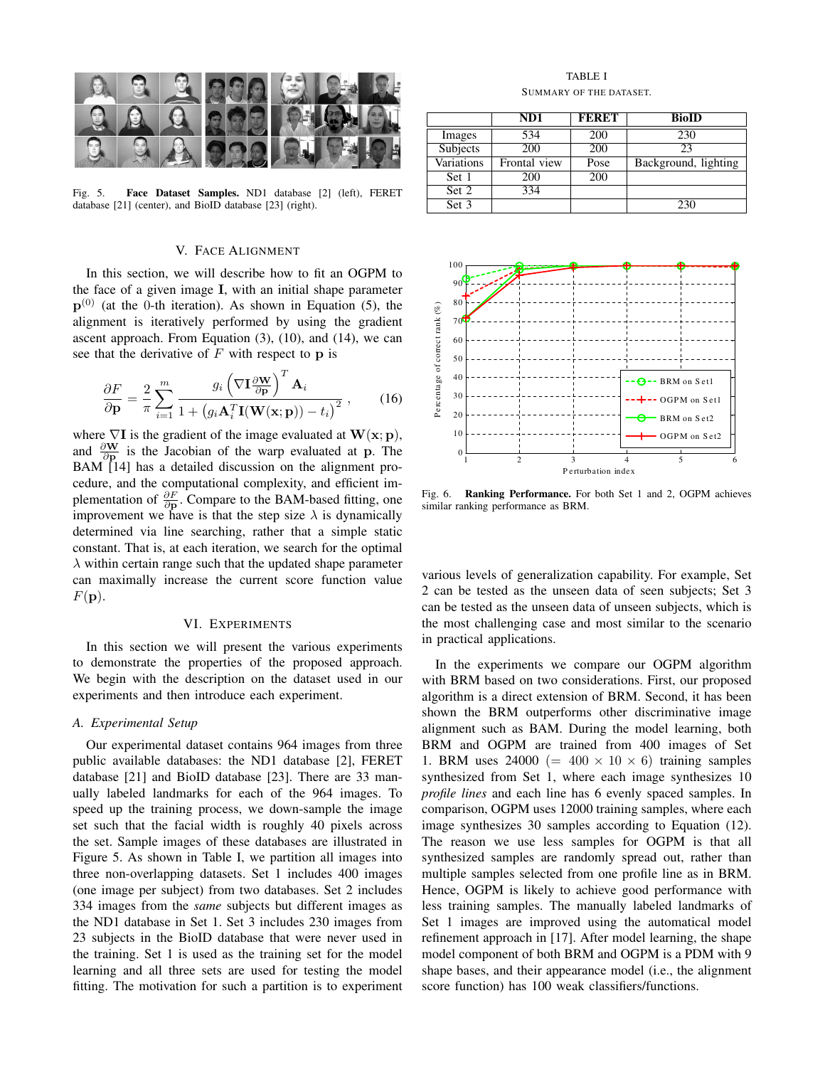Fig. 5. **Face Dataset Samples.** ND1 database [2] (left), FERET database [21] (center), and BioID database [23] (right).

## V. FACE ALIGNMENT

In this section, we will describe how to fit an OGPM to the face of a given image $\mathbf{I}$, with an initial shape parameter $\mathbf{p}^{(0)}$ (at the 0-th iteration). As shown in Equation (5), the alignment is iteratively performed by using the gradient ascent approach. From Equation (3), (10), and (14), we can see that the derivative of $F$ with respect to $\mathbf{p}$ is

$$\frac{\partial F}{\partial \mathbf{p}} = \frac{2}{\pi} \sum_{i=1}^{m} \frac{g_i \left( \nabla \mathbf{I} \frac{\partial \mathbf{W}}{\partial \mathbf{p}} \right)^T \mathbf{A}_i}{1 + \left( g_i \mathbf{A}_i^T \mathbf{I}(\mathbf{W}(\mathbf{x}; \mathbf{p})) - t_i \right)^2}, \tag{16}$$

where $\nabla \mathbf{I}$ is the gradient of the image evaluated at $\mathbf{W}(\mathbf{x}; \mathbf{p})$, and $\frac{\partial \mathbf{W}}{\partial \mathbf{p}}$ is the Jacobian of the warp evaluated at $\mathbf{p}$. The BAM [14] has a detailed discussion on the alignment procedure, and the computational complexity, and efficient implementation of $\frac{\partial F}{\partial \mathbf{p}}$. Compare to the BAM-based fitting, one improvement we have is that the step size $\lambda$ is dynamically determined via line searching, rather that a simple static constant. That is, at each iteration, we search for the optimal $\lambda$ within certain range such that the updated shape parameter can maximally increase the current score function value $F(\mathbf{p})$.

## VI. EXPERIMENTS

In this section we will present the various experiments to demonstrate the properties of the proposed approach. We begin with the description on the dataset used in our experiments and then introduce each experiment.

### A. Experimental Setup

Our experimental dataset contains 964 images from three public available databases: the ND1 database [2], FERET database [21] and BioID database [23]. There are 33 manually labeled landmarks for each of the 964 images. To speed up the training process, we down-sample the image set such that the facial width is roughly 40 pixels across the set. Sample images of these databases are illustrated in Figure 5. As shown in Table I, we partition all images into three non-overlapping datasets. Set 1 includes 400 images (one image per subject) from two databases. Set 2 includes 334 images from the *same* subjects but different images as the ND1 database in Set 1. Set 3 includes 230 images from 23 subjects in the BioID database that were never used in the training. Set 1 is used as the training set for the model learning and all three sets are used for testing the model fitting. The motivation for such a partition is to experiment

TABLE I
SUMMARY OF THE DATASET.

| | ND1 | FERET | BioID |
|---|---|---|---|
| Images | 534 | 200 | 230 |
| Subjects | 200 | 200 | 23 |
| Variations | Frontal view | Pose | Background, lighting |
| Set 1 | 200 | 200 | |
| Set 2 | 334 | | |
| Set 3 | | | 230 |

Fig. 6. **Ranking Performance.** For both Set 1 and 2, OGPM achieves similar ranking performance as BRM.

various levels of generalization capability. For example, Set 2 can be tested as the unseen data of seen subjects; Set 3 can be tested as the unseen data of unseen subjects, which is the most challenging case and most similar to the scenario in practical applications.

In the experiments we compare our OGPM algorithm with BRM based on two considerations. First, our proposed algorithm is a direct extension of BRM. Second, it has been shown the BRM outperforms other discriminative image alignment such as BAM. During the model learning, both BRM and OGPM are trained from 400 images of Set 1. BRM uses 24000 $(= 400 \times 10 \times 6)$ training samples synthesized from Set 1, where each image synthesizes 10 *profile lines* and each line has 6 evenly spaced samples. In comparison, OGPM uses 12000 training samples, where each image synthesizes 30 samples according to Equation (12). The reason we use less samples for OGPM is that all synthesized samples are randomly spread out, rather than multiple samples selected from one profile line as in BRM. Hence, OGPM is likely to achieve good performance with less training samples. The manually labeled landmarks of Set 1 images are improved using the automatical model refinement approach in [17]. After model learning, the shape model component of both BRM and OGPM is a PDM with 9 shape bases, and their appearance model (i.e., the alignment score function) has 100 weak classifiers/functions.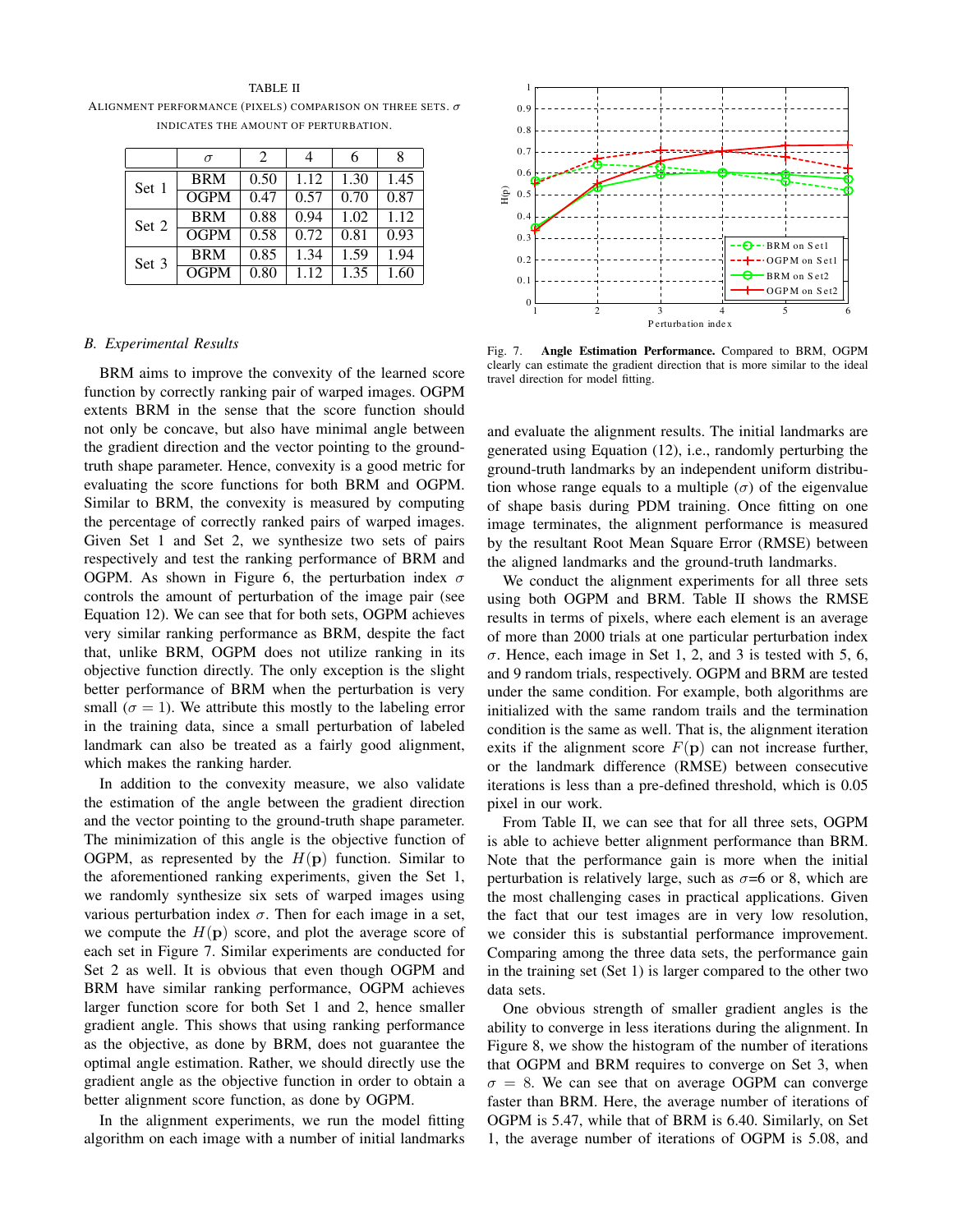TABLE II

ALIGNMENT PERFORMANCE (PIXELS) COMPARISON ON THREE SETS. $\sigma$ INDICATES THE AMOUNT OF PERTURBATION.

| | $\sigma$ | 2 | 4 | 6 | 8 |
|---|---|---|---|---|---|
| Set 1 | BRM | 0.50 | 1.12 | 1.30 | 1.45 |
| | OGPM | 0.47 | 0.57 | 0.70 | 0.87 |
| Set 2 | BRM | 0.88 | 0.94 | 1.02 | 1.12 |
| | OGPM | 0.58 | 0.72 | 0.81 | 0.93 |
| Set 3 | BRM | 0.85 | 1.34 | 1.59 | 1.94 |
| | OGPM | 0.80 | 1.12 | 1.35 | 1.60 |

### B. Experimental Results

BRM aims to improve the convexity of the learned score function by correctly ranking pair of warped images. OGPM extents BRM in the sense that the score function should not only be concave, but also have minimal angle between the gradient direction and the vector pointing to the ground-truth shape parameter. Hence, convexity is a good metric for evaluating the score functions for both BRM and OGPM. Similar to BRM, the convexity is measured by computing the percentage of correctly ranked pairs of warped images. Given Set 1 and Set 2, we synthesize two sets of pairs respectively and test the ranking performance of BRM and OGPM. As shown in Figure 6, the perturbation index $\sigma$ controls the amount of perturbation of the image pair (see Equation 12). We can see that for both sets, OGPM achieves very similar ranking performance as BRM, despite the fact that, unlike BRM, OGPM does not utilize ranking in its objective function directly. The only exception is the slight better performance of BRM when the perturbation is very small ($\sigma = 1$). We attribute this mostly to the labeling error in the training data, since a small perturbation of labeled landmark can also be treated as a fairly good alignment, which makes the ranking harder.

In addition to the convexity measure, we also validate the estimation of the angle between the gradient direction and the vector pointing to the ground-truth shape parameter. The minimization of this angle is the objective function of OGPM, as represented by the $H(\mathbf{p})$ function. Similar to the aforementioned ranking experiments, given the Set 1, we randomly synthesize six sets of warped images using various perturbation index $\sigma$. Then for each image in a set, we compute the $H(\mathbf{p})$ score, and plot the average score of each set in Figure 7. Similar experiments are conducted for Set 2 as well. It is obvious that even though OGPM and BRM have similar ranking performance, OGPM achieves larger function score for both Set 1 and 2, hence smaller gradient angle. This shows that using ranking performance as the objective, as done by BRM, does not guarantee the optimal angle estimation. Rather, we should directly use the gradient angle as the objective function in order to obtain a better alignment score function, as done by OGPM.

In the alignment experiments, we run the model fitting algorithm on each image with a number of initial landmarks and evaluate the alignment results. The initial landmarks are generated using Equation (12), i.e., randomly perturbing the ground-truth landmarks by an independent uniform distribution whose range equals to a multiple ($\sigma$) of the eigenvalue of shape basis during PDM training. Once fitting on one image terminates, the alignment performance is measured by the resultant Root Mean Square Error (RMSE) between the aligned landmarks and the ground-truth landmarks.

We conduct the alignment experiments for all three sets using both OGPM and BRM. Table II shows the RMSE results in terms of pixels, where each element is an average of more than 2000 trials at one particular perturbation index $\sigma$. Hence, each image in Set 1, 2, and 3 is tested with 5, 6, and 9 random trials, respectively. OGPM and BRM are tested under the same condition. For example, both algorithms are initialized with the same random trails and the termination condition is the same as well. That is, the alignment iteration exits if the alignment score $F(\mathbf{p})$ can not increase further, or the landmark difference (RMSE) between consecutive iterations is less than a pre-defined threshold, which is 0.05 pixel in our work.

Fig. 7. **Angle Estimation Performance.** Compared to BRM, OGPM clearly can estimate the gradient direction that is more similar to the ideal travel direction for model fitting.

From Table II, we can see that for all three sets, OGPM is able to achieve better alignment performance than BRM. Note that the performance gain is more when the initial perturbation is relatively large, such as $\sigma$=6 or 8, which are the most challenging cases in practical applications. Given the fact that our test images are in very low resolution, we consider this is substantial performance improvement. Comparing among the three data sets, the performance gain in the training set (Set 1) is larger compared to the other two data sets.

One obvious strength of smaller gradient angles is the ability to converge in less iterations during the alignment. In Figure 8, we show the histogram of the number of iterations that OGPM and BRM requires to converge on Set 3, when $\sigma = 8$. We can see that on average OGPM can converge faster than BRM. Here, the average number of iterations of OGPM is 5.47, while that of BRM is 6.40. Similarly, on Set 1, the average number of iterations of OGPM is 5.08, and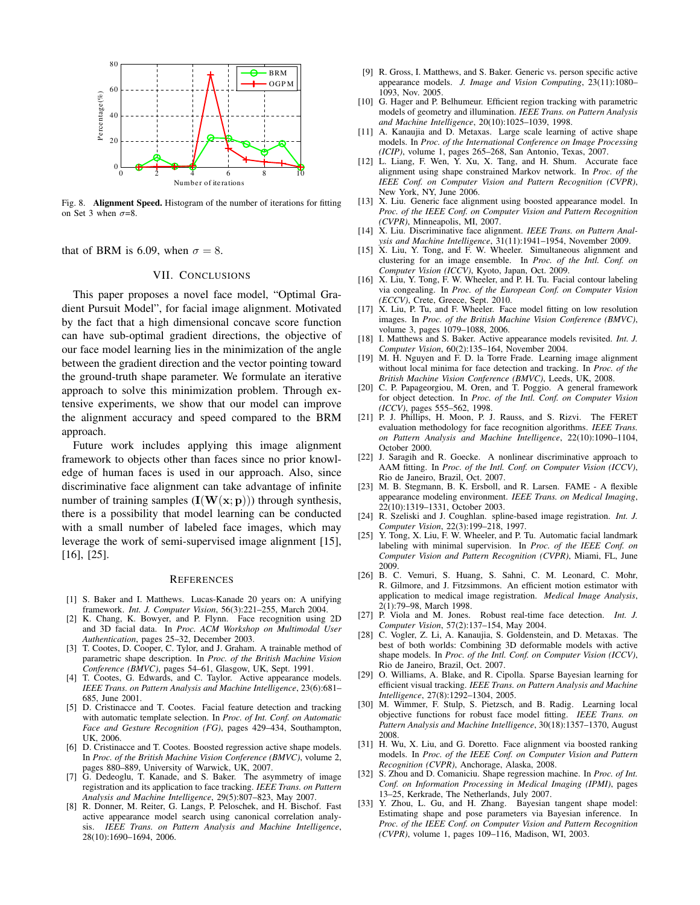80
60
40
20
0
Percentage(%)
0
2
4
6
8
10
Number of iterations
BRM
OGPM

Fig. 8. **Alignment Speed.** Histogram of the number of iterations for fitting on Set 3 when $\sigma$=8.

that of BRM is 6.09, when $\sigma = 8$.

## VII. Conclusions

This paper proposes a novel face model, "Optimal Gradient Pursuit Model", for facial image alignment. Motivated by the fact that a high dimensional concave score function can have sub-optimal gradient directions, the objective of our face model learning lies in the minimization of the angle between the gradient direction and the vector pointing toward the ground-truth shape parameter. We formulate an iterative approach to solve this minimization problem. Through extensive experiments, we show that our model can improve the alignment accuracy and speed compared to the BRM approach.

Future work includes applying this image alignment framework to objects other than faces since no prior knowledge of human faces is used in our approach. Also, since discriminative face alignment can take advantage of infinite number of training samples ($\mathbf{I}(\mathbf{W}(\mathbf{x};\mathbf{p}))$) through synthesis, there is a possibility that model learning can be conducted with a small number of labeled face images, which may leverage the work of semi-supervised image alignment [15], [16], [25].

## References

[1] S. Baker and I. Matthews. Lucas-Kanade 20 years on: A unifying framework. *Int. J. Computer Vision*, 56(3):221–255, March 2004.

[2] K. Chang, K. Bowyer, and P. Flynn. Face recognition using 2D and 3D facial data. In *Proc. ACM Workshop on Multimodal User Authentication*, pages 25–32, December 2003.

[3] T. Cootes, D. Cooper, C. Tylor, and J. Graham. A trainable method of parametric shape description. In *Proc. of the British Machine Vision Conference (BMVC)*, pages 54–61, Glasgow, UK, Sept. 1991.

[4] T. Cootes, G. Edwards, and C. Taylor. Active appearance models. *IEEE Trans. on Pattern Analysis and Machine Intelligence*, 23(6):681–685, June 2001.

[5] D. Cristinacce and T. Cootes. Facial feature detection and tracking with automatic template selection. In *Proc. of Int. Conf. on Automatic Face and Gesture Recognition (FG)*, pages 429–434, Southampton, UK, 2006.

[6] D. Cristinacce and T. Cootes. Boosted regression active shape models. In *Proc. of the British Machine Vision Conference (BMVC)*, volume 2, pages 880–889, University of Warwick, UK, 2007.

[7] G. Dedeoglu, T. Kanade, and S. Baker. The asymmetry of image registration and its application to face tracking. *IEEE Trans. on Pattern Analysis and Machine Intelligence*, 29(5):807–823, May 2007.

[8] R. Donner, M. Reiter, G. Langs, P. Peloschek, and H. Bischof. Fast active appearance model search using canonical correlation analysis. *IEEE Trans. on Pattern Analysis and Machine Intelligence*, 28(10):1690–1694, 2006.

[9] R. Gross, I. Matthews, and S. Baker. Generic vs. person specific active appearance models. *J. Image and Vision Computing*, 23(11):1080–1093, Nov. 2005.

[10] G. Hager and P. Belhumeur. Efficient region tracking with parametric models of geometry and illumination. *IEEE Trans. on Pattern Analysis and Machine Intelligence*, 20(10):1025–1039, 1998.

[11] A. Kanaujia and D. Metaxas. Large scale learning of active shape models. In *Proc. of the International Conference on Image Processing (ICIP)*, volume 1, pages 265–268, San Antonio, Texas, 2007.

[12] L. Liang, F. Wen, Y. Xu, X. Tang, and H. Shum. Accurate face alignment using shape constrained Markov network. In *Proc. of the IEEE Conf. on Computer Vision and Pattern Recognition (CVPR)*, New York, NY, June 2006.

[13] X. Liu. Generic face alignment using boosted appearance model. In *Proc. of the IEEE Conf. on Computer Vision and Pattern Recognition (CVPR)*, Minneapolis, MI, 2007.

[14] X. Liu. Discriminative face alignment. *IEEE Trans. on Pattern Analysis and Machine Intelligence*, 31(11):1941–1954, November 2009.

[15] X. Liu, Y. Tong, and F. W. Wheeler. Simultaneous alignment and clustering for an image ensemble. In *Proc. of the Intl. Conf. on Computer Vision (ICCV)*, Kyoto, Japan, Oct. 2009.

[16] X. Liu, Y. Tong, F. W. Wheeler, and P. H. Tu. Facial contour labeling via congealing. In *Proc. of the European Conf. on Computer Vision (ECCV)*, Crete, Greece, Sept. 2010.

[17] X. Liu, P. Tu, and F. Wheeler. Face model fitting on low resolution images. In *Proc. of the British Machine Vision Conference (BMVC)*, volume 3, pages 1079–1088, 2006.

[18] I. Matthews and S. Baker. Active appearance models revisited. *Int. J. Computer Vision*, 60(2):135–164, November 2004.

[19] M. H. Nguyen and F. D. la Torre Frade. Learning image alignment without local minima for face detection and tracking. In *Proc. of the British Machine Vision Conference (BMVC)*, Leeds, UK, 2008.

[20] C. P. Papageorgiou, M. Oren, and T. Poggio. A general framework for object detection. In *Proc. of the Intl. Conf. on Computer Vision (ICCV)*, pages 555–562, 1998.

[21] P. J. Phillips, H. Moon, P. J. Rauss, and S. Rizvi. The FERET evaluation methodology for face recognition algorithms. *IEEE Trans. on Pattern Analysis and Machine Intelligence*, 22(10):1090–1104, October 2000.

[22] J. Saragih and R. Goecke. A nonlinear discriminative approach to AAM fitting. In *Proc. of the Intl. Conf. on Computer Vision (ICCV)*, Rio de Janeiro, Brazil, Oct. 2007.

[23] M. B. Stegmann, B. K. Ersboll, and R. Larsen. FAME - A flexible appearance modeling environment. *IEEE Trans. on Medical Imaging*, 22(10):1319–1331, October 2003.

[24] R. Szeliski and J. Coughlan. spline-based image registration. *Int. J. Computer Vision*, 22(3):199–218, 1997.

[25] Y. Tong, X. Liu, F. W. Wheeler, and P. Tu. Automatic facial landmark labeling with minimal supervision. In *Proc. of the IEEE Conf. on Computer Vision and Pattern Recognition (CVPR)*, Miami, FL, June 2009.

[26] B. C. Vemuri, S. Huang, S. Sahni, C. M. Leonard, C. Mohr, R. Gilmore, and J. Fitzsimmons. An efficient motion estimator with application to medical image registration. *Medical Image Analysis*, 2(1):79–98, March 1998.

[27] P. Viola and M. Jones. Robust real-time face detection. *Int. J. Computer Vision*, 57(2):137–154, May 2004.

[28] C. Vogler, Z. Li, A. Kanaujia, S. Goldenstein, and D. Metaxas. The best of both worlds: Combining 3D deformable models with active shape models. In *Proc. of the Intl. Conf. on Computer Vision (ICCV)*, Rio de Janeiro, Brazil, Oct. 2007.

[29] O. Williams, A. Blake, and R. Cipolla. Sparse Bayesian learning for efficient visual tracking. *IEEE Trans. on Pattern Analysis and Machine Intelligence*, 27(8):1292–1304, 2005.

[30] M. Wimmer, F. Stulp, S. Pietzsch, and B. Radig. Learning local objective functions for robust face model fitting. *IEEE Trans. on Pattern Analysis and Machine Intelligence*, 30(18):1357–1370, August 2008.

[31] H. Wu, X. Liu, and G. Doretto. Face alignment via boosted ranking models. In *Proc. of the IEEE Conf. on Computer Vision and Pattern Recognition (CVPR)*, Anchorage, Alaska, 2008.

[32] S. Zhou and D. Comaniciu. Shape regression machine. In *Proc. of Int. Conf. on Information Processing in Medical Imaging (IPMI)*, pages 13–25, Kerkrade, The Netherlands, July 2007.

[33] Y. Zhou, L. Gu, and H. Zhang. Bayesian tangent shape model: Estimating shape and pose parameters via Bayesian inference. In *Proc. of the IEEE Conf. on Computer Vision and Pattern Recognition (CVPR)*, volume 1, pages 109–116, Madison, WI, 2003.